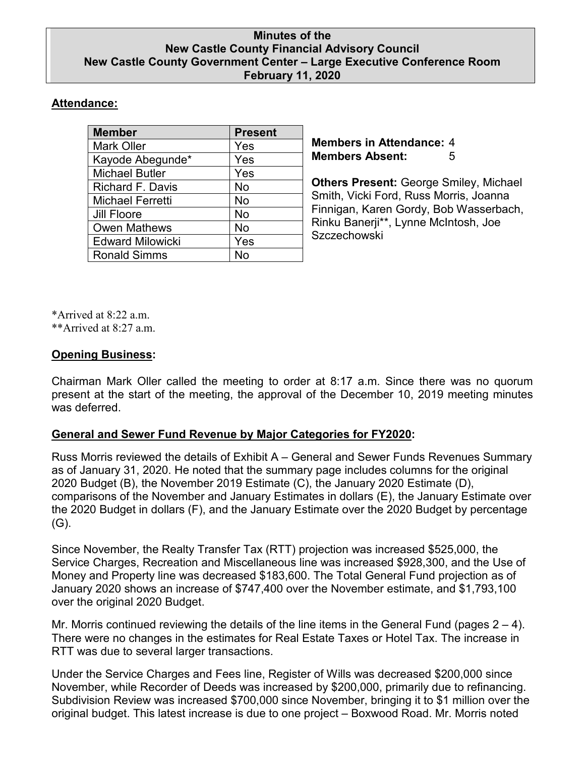# Minutes of the New Castle County Financial Advisory Council
## New Castle County Government Center – Large Executive Conference Room
## February 11, 2020

**Attendance:**

| Member | Present |
|---|---|
| Mark Oller | Yes |
| Kayode Abegunde* | Yes |
| Michael Butler | Yes |
| Richard F. Davis | No |
| Michael Ferretti | No |
| Jill Floore | No |
| Owen Mathews | No |
| Edward Milowicki | Yes |
| Ronald Simms | No |

**Members in Attendance:** 4
**Members Absent:** 5

**Others Present:** George Smiley, Michael Smith, Vicki Ford, Russ Morris, Joanna Finnigan, Karen Gordy, Bob Wasserbach, Rinku Banerji**, Lynne McIntosh, Joe Szczechowski

*Arrived at 8:22 a.m.
**Arrived at 8:27 a.m.

**Opening Business:**

Chairman Mark Oller called the meeting to order at 8:17 a.m. Since there was no quorum present at the start of the meeting, the approval of the December 10, 2019 meeting minutes was deferred.

**General and Sewer Fund Revenue by Major Categories for FY2020:**

Russ Morris reviewed the details of Exhibit A – General and Sewer Funds Revenues Summary as of January 31, 2020. He noted that the summary page includes columns for the original 2020 Budget (B), the November 2019 Estimate (C), the January 2020 Estimate (D), comparisons of the November and January Estimates in dollars (E), the January Estimate over the 2020 Budget in dollars (F), and the January Estimate over the 2020 Budget by percentage (G).

Since November, the Realty Transfer Tax (RTT) projection was increased $525,000, the Service Charges, Recreation and Miscellaneous line was increased $928,300, and the Use of Money and Property line was decreased $183,600. The Total General Fund projection as of January 2020 shows an increase of $747,400 over the November estimate, and $1,793,100 over the original 2020 Budget.

Mr. Morris continued reviewing the details of the line items in the General Fund (pages 2 – 4). There were no changes in the estimates for Real Estate Taxes or Hotel Tax. The increase in RTT was due to several larger transactions.

Under the Service Charges and Fees line, Register of Wills was decreased $200,000 since November, while Recorder of Deeds was increased by $200,000, primarily due to refinancing. Subdivision Review was increased $700,000 since November, bringing it to $1 million over the original budget. This latest increase is due to one project – Boxwood Road. Mr. Morris noted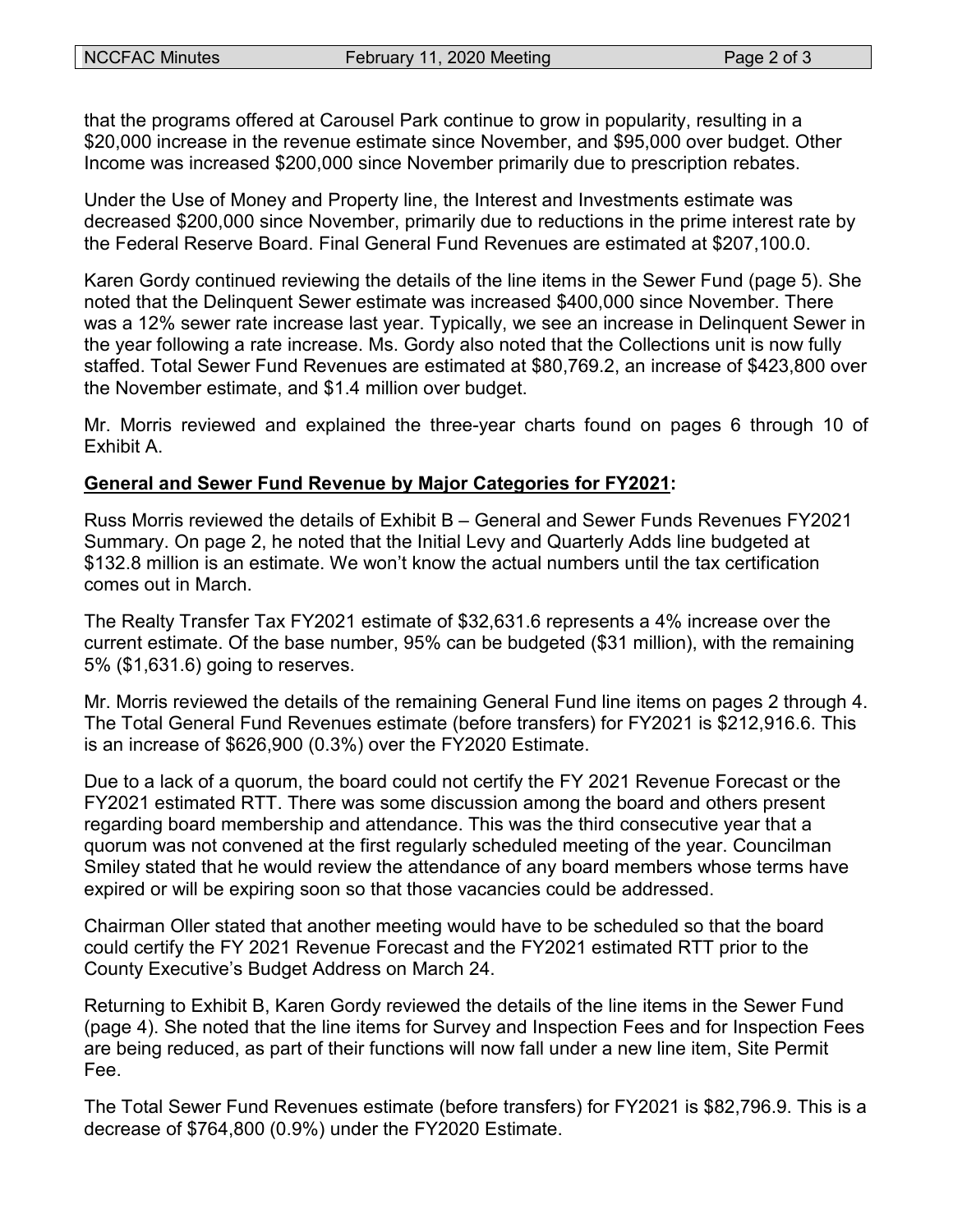that the programs offered at Carousel Park continue to grow in popularity, resulting in a $20,000 increase in the revenue estimate since November, and $95,000 over budget. Other Income was increased $200,000 since November primarily due to prescription rebates.

Under the Use of Money and Property line, the Interest and Investments estimate was decreased $200,000 since November, primarily due to reductions in the prime interest rate by the Federal Reserve Board. Final General Fund Revenues are estimated at $207,100.0.

Karen Gordy continued reviewing the details of the line items in the Sewer Fund (page 5). She noted that the Delinquent Sewer estimate was increased $400,000 since November. There was a 12% sewer rate increase last year. Typically, we see an increase in Delinquent Sewer in the year following a rate increase. Ms. Gordy also noted that the Collections unit is now fully staffed. Total Sewer Fund Revenues are estimated at $80,769.2, an increase of $423,800 over the November estimate, and $1.4 million over budget.

Mr. Morris reviewed and explained the three-year charts found on pages 6 through 10 of Exhibit A.

**General and Sewer Fund Revenue by Major Categories for FY2021:**

Russ Morris reviewed the details of Exhibit B – General and Sewer Funds Revenues FY2021 Summary. On page 2, he noted that the Initial Levy and Quarterly Adds line budgeted at $132.8 million is an estimate. We won't know the actual numbers until the tax certification comes out in March.

The Realty Transfer Tax FY2021 estimate of $32,631.6 represents a 4% increase over the current estimate. Of the base number, 95% can be budgeted ($31 million), with the remaining 5% ($1,631.6) going to reserves.

Mr. Morris reviewed the details of the remaining General Fund line items on pages 2 through 4. The Total General Fund Revenues estimate (before transfers) for FY2021 is $212,916.6. This is an increase of $626,900 (0.3%) over the FY2020 Estimate.

Due to a lack of a quorum, the board could not certify the FY 2021 Revenue Forecast or the FY2021 estimated RTT. There was some discussion among the board and others present regarding board membership and attendance. This was the third consecutive year that a quorum was not convened at the first regularly scheduled meeting of the year. Councilman Smiley stated that he would review the attendance of any board members whose terms have expired or will be expiring soon so that those vacancies could be addressed.

Chairman Oller stated that another meeting would have to be scheduled so that the board could certify the FY 2021 Revenue Forecast and the FY2021 estimated RTT prior to the County Executive's Budget Address on March 24.

Returning to Exhibit B, Karen Gordy reviewed the details of the line items in the Sewer Fund (page 4). She noted that the line items for Survey and Inspection Fees and for Inspection Fees are being reduced, as part of their functions will now fall under a new line item, Site Permit Fee.

The Total Sewer Fund Revenues estimate (before transfers) for FY2021 is $82,796.9. This is a decrease of $764,800 (0.9%) under the FY2020 Estimate.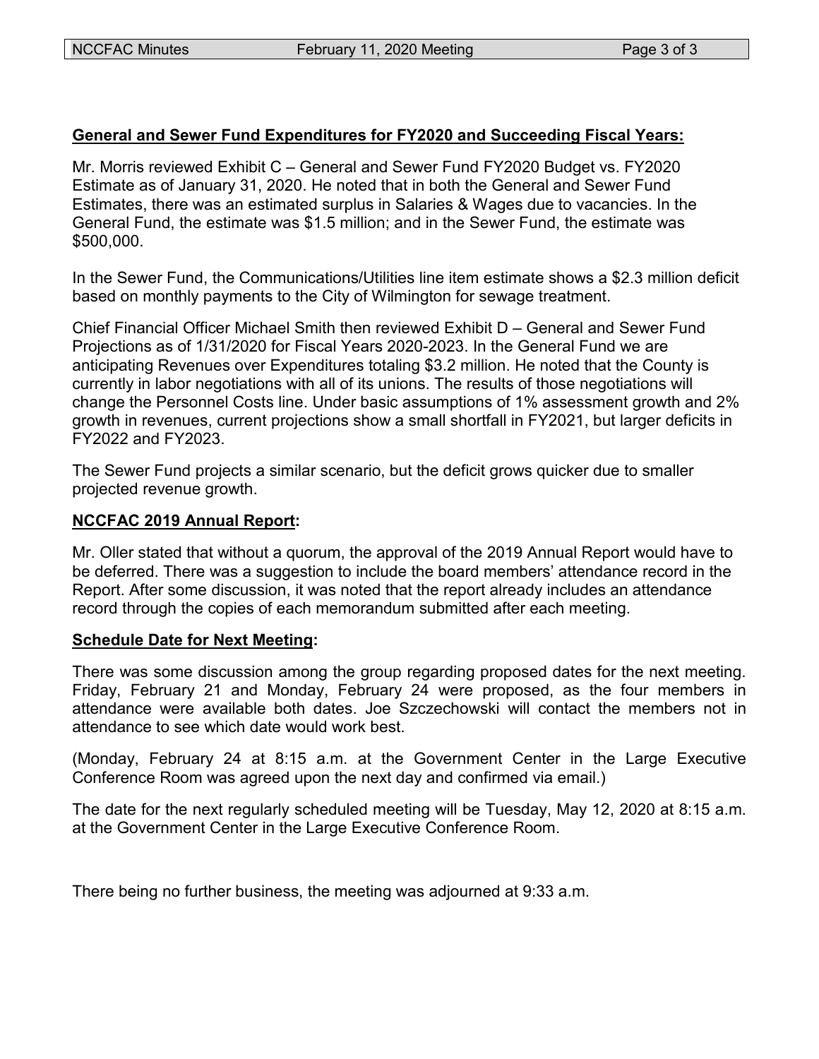**General and Sewer Fund Expenditures for FY2020 and Succeeding Fiscal Years:**

Mr. Morris reviewed Exhibit C – General and Sewer Fund FY2020 Budget vs. FY2020 Estimate as of January 31, 2020. He noted that in both the General and Sewer Fund Estimates, there was an estimated surplus in Salaries & Wages due to vacancies. In the General Fund, the estimate was $1.5 million; and in the Sewer Fund, the estimate was $500,000.

In the Sewer Fund, the Communications/Utilities line item estimate shows a $2.3 million deficit based on monthly payments to the City of Wilmington for sewage treatment.

Chief Financial Officer Michael Smith then reviewed Exhibit D – General and Sewer Fund Projections as of 1/31/2020 for Fiscal Years 2020-2023. In the General Fund we are anticipating Revenues over Expenditures totaling $3.2 million. He noted that the County is currently in labor negotiations with all of its unions. The results of those negotiations will change the Personnel Costs line. Under basic assumptions of 1% assessment growth and 2% growth in revenues, current projections show a small shortfall in FY2021, but larger deficits in FY2022 and FY2023.

The Sewer Fund projects a similar scenario, but the deficit grows quicker due to smaller projected revenue growth.

**NCCFAC 2019 Annual Report:**

Mr. Oller stated that without a quorum, the approval of the 2019 Annual Report would have to be deferred. There was a suggestion to include the board members' attendance record in the Report. After some discussion, it was noted that the report already includes an attendance record through the copies of each memorandum submitted after each meeting.

**Schedule Date for Next Meeting:**

There was some discussion among the group regarding proposed dates for the next meeting. Friday, February 21 and Monday, February 24 were proposed, as the four members in attendance were available both dates. Joe Szczechowski will contact the members not in attendance to see which date would work best.

(Monday, February 24 at 8:15 a.m. at the Government Center in the Large Executive Conference Room was agreed upon the next day and confirmed via email.)

The date for the next regularly scheduled meeting will be Tuesday, May 12, 2020 at 8:15 a.m. at the Government Center in the Large Executive Conference Room.

There being no further business, the meeting was adjourned at 9:33 a.m.